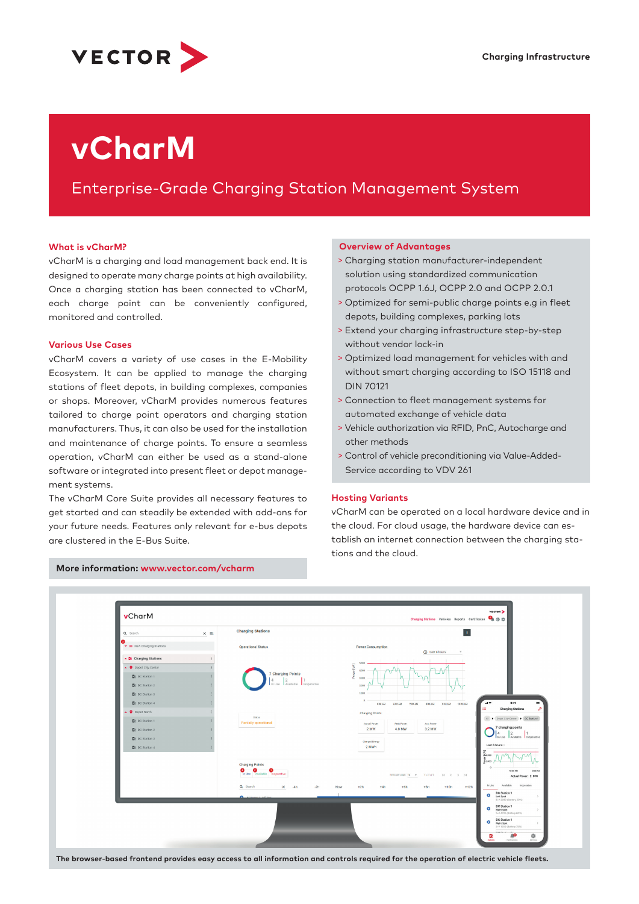# vCharM

## Enterprise-Grade Charging Station Management System

### What is vCharM?

vCharM is a charging and load management back end. It is designed to operate many charge points at high availability. Once a charging station has been connected to vCharM, each charge point can conveniently configured, monitored and controlled.

### Various Use Cases

vCharM covers a variety of use cases in the E-Mobility Ecosystem. It can be applied to manage the charging stations of fleet depots, in building complexes, companies or shops. Moreover, vCharM provides numerous features tailored to charge point operators and charging station manufacturers. Thus, it can also be used for the installation and maintenance of charge points. To ensure a seamless operation, vCharM can either be used as a stand-alone software or integrated into present fleet or depot management systems.

The vCharM Core Suite provides all necessary features to get started and can steadily be extended with add-ons for your future needs. Features only relevant for e-bus depots are clustered in the E-Bus Suite.

**More information: www.vector.com/vcharm**

### Overview of Advantages

> Charging station manufacturer-independent solution using standardized communication protocols OCPP 1.6J, OCPP 2.0 and OCPP 2.0.1

> Optimized for semi-public charge points e.g in fleet depots, building complexes, parking lots

> Extend your charging infrastructure step-by-step without vendor lock-in

> Optimized load management for vehicles with and without smart charging according to ISO 15118 and DIN 70121

> Connection to fleet management systems for automated exchange of vehicle data

> Vehicle authorization via RFID, PnC, Autocharge and other methods

> Control of vehicle preconditioning via Value-Added-Service according to VDV 261

### Hosting Variants

vCharM can be operated on a local hardware device and in the cloud. For cloud usage, the hardware device can establish an internet connection between the charging stations and the cloud.

**The browser-based frontend provides easy access to all information and controls required for the operation of electric vehicle fleets.**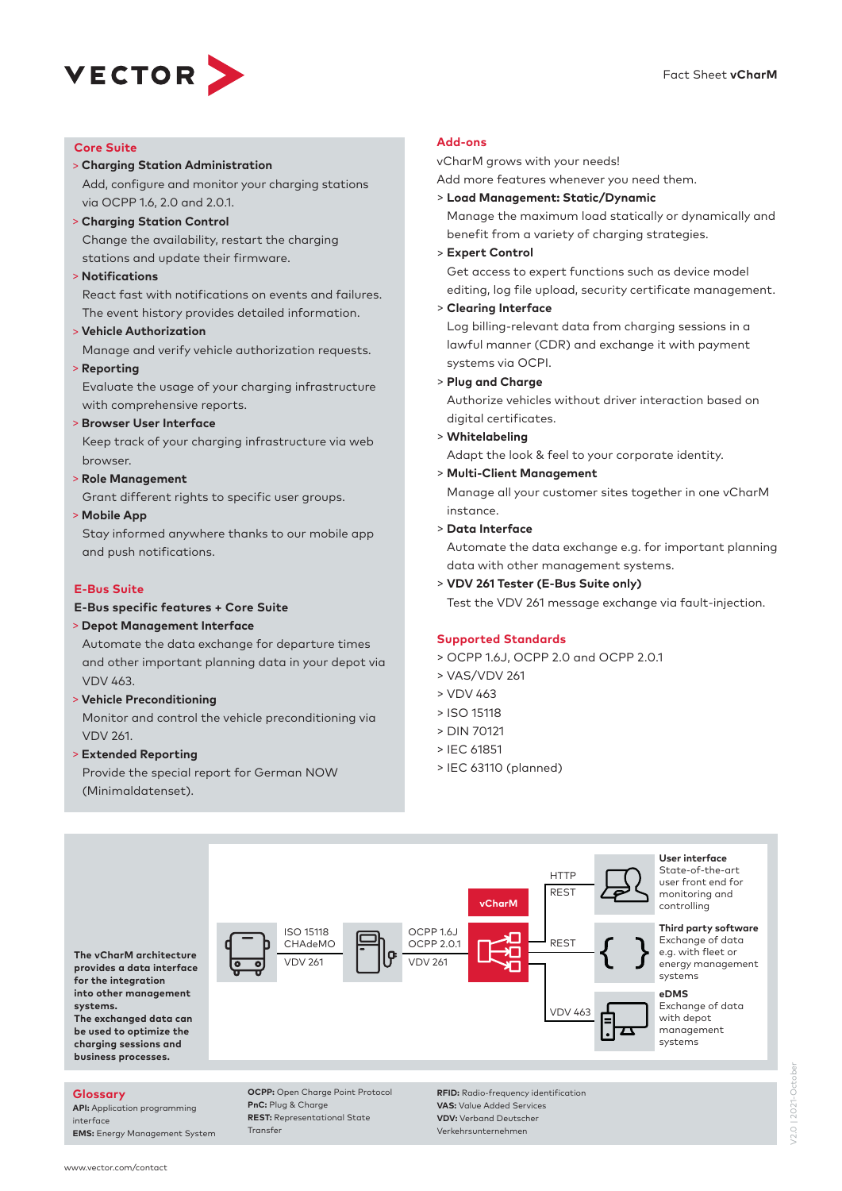## Core Suite

- **Charging Station Administration**
  Add, configure and monitor your charging stations via OCPP 1.6, 2.0 and 2.0.1.
- **Charging Station Control**
  Change the availability, restart the charging stations and update their firmware.
- **Notifications**
  React fast with notifications on events and failures. The event history provides detailed information.
- **Vehicle Authorization**
  Manage and verify vehicle authorization requests.
- **Reporting**
  Evaluate the usage of your charging infrastructure with comprehensive reports.
- **Browser User Interface**
  Keep track of your charging infrastructure via web browser.
- **Role Management**
  Grant different rights to specific user groups.
- **Mobile App**
  Stay informed anywhere thanks to our mobile app and push notifications.

## E-Bus Suite

**E-Bus specific features + Core Suite**

- **Depot Management Interface**
  Automate the data exchange for departure times and other important planning data in your depot via VDV 463.
- **Vehicle Preconditioning**
  Monitor and control the vehicle preconditioning via VDV 261.
- **Extended Reporting**
  Provide the special report for German NOW (Minimaldatenset).

## Add-ons

vCharM grows with your needs!
Add more features whenever you need them.

- **Load Management: Static/Dynamic**
  Manage the maximum load statically or dynamically and benefit from a variety of charging strategies.
- **Expert Control**
  Get access to expert functions such as device model editing, log file upload, security certificate management.
- **Clearing Interface**
  Log billing-relevant data from charging sessions in a lawful manner (CDR) and exchange it with payment systems via OCPI.
- **Plug and Charge**
  Authorize vehicles without driver interaction based on digital certificates.
- **Whitelabeling**
  Adapt the look & feel to your corporate identity.
- **Multi-Client Management**
  Manage all your customer sites together in one vCharM instance.
- **Data Interface**
  Automate the data exchange e.g. for important planning data with other management systems.
- **VDV 261 Tester (E-Bus Suite only)**
  Test the VDV 261 message exchange via fault-injection.

## Supported Standards

- OCPP 1.6J, OCPP 2.0 and OCPP 2.0.1
- VAS/VDV 261
- VDV 463
- ISO 15118
- DIN 70121
- IEC 61851
- IEC 63110 (planned)

**The vCharM architecture provides a data interface for the integration into other management systems. The exchanged data can be used to optimize the charging sessions and business processes.**

ISO 15118
CHAdeMO
VDV 261

OCPP 1.6J
OCPP 2.0.1
VDV 261

vCharM

HTTP
REST

REST

VDV 463

**User interface**
State-of-the-art user front end for monitoring and controlling

**Third party software**
Exchange of data e.g. with fleet or energy management systems

**eDMS**
Exchange of data with depot management systems

## Glossary

**API:** Application programming interface
**EMS:** Energy Management System
**OCPP:** Open Charge Point Protocol
**PnC:** Plug & Charge
**REST:** Representational State Transfer
**RFID:** Radio-frequency identification
**VAS:** Value Added Services
**VDV:** Verband Deutscher Verkehrsunternehmen

www.vector.com/contact

V2.0 | 2021-October